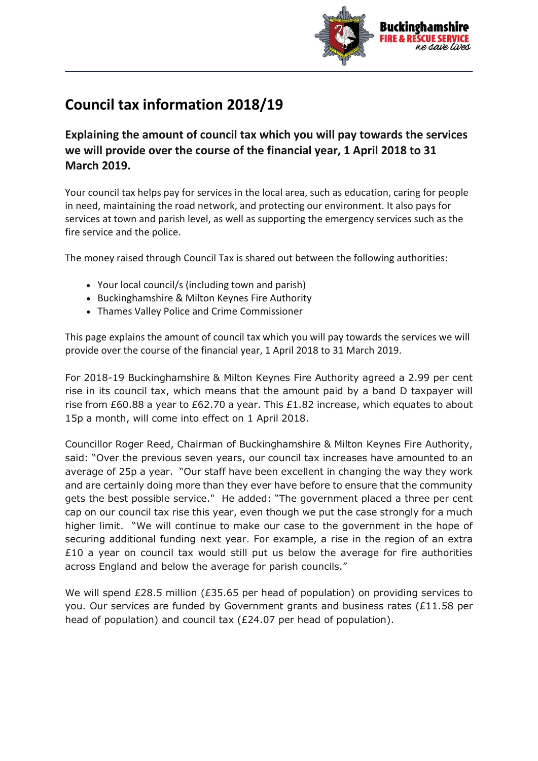# Council tax information 2018/19

## Explaining the amount of council tax which you will pay towards the services we will provide over the course of the financial year, 1 April 2018 to 31 March 2019.

Your council tax helps pay for services in the local area, such as education, caring for people in need, maintaining the road network, and protecting our environment. It also pays for services at town and parish level, as well as supporting the emergency services such as the fire service and the police.

The money raised through Council Tax is shared out between the following authorities:

- Your local council/s (including town and parish)
- Buckinghamshire & Milton Keynes Fire Authority
- Thames Valley Police and Crime Commissioner

This page explains the amount of council tax which you will pay towards the services we will provide over the course of the financial year, 1 April 2018 to 31 March 2019.

For 2018-19 Buckinghamshire & Milton Keynes Fire Authority agreed a 2.99 per cent rise in its council tax, which means that the amount paid by a band D taxpayer will rise from £60.88 a year to £62.70 a year. This £1.82 increase, which equates to about 15p a month, will come into effect on 1 April 2018.

Councillor Roger Reed, Chairman of Buckinghamshire & Milton Keynes Fire Authority, said: "Over the previous seven years, our council tax increases have amounted to an average of 25p a year. "Our staff have been excellent in changing the way they work and are certainly doing more than they ever have before to ensure that the community gets the best possible service." He added: "The government placed a three per cent cap on our council tax rise this year, even though we put the case strongly for a much higher limit. "We will continue to make our case to the government in the hope of securing additional funding next year. For example, a rise in the region of an extra £10 a year on council tax would still put us below the average for fire authorities across England and below the average for parish councils."

We will spend £28.5 million (£35.65 per head of population) on providing services to you. Our services are funded by Government grants and business rates (£11.58 per head of population) and council tax (£24.07 per head of population).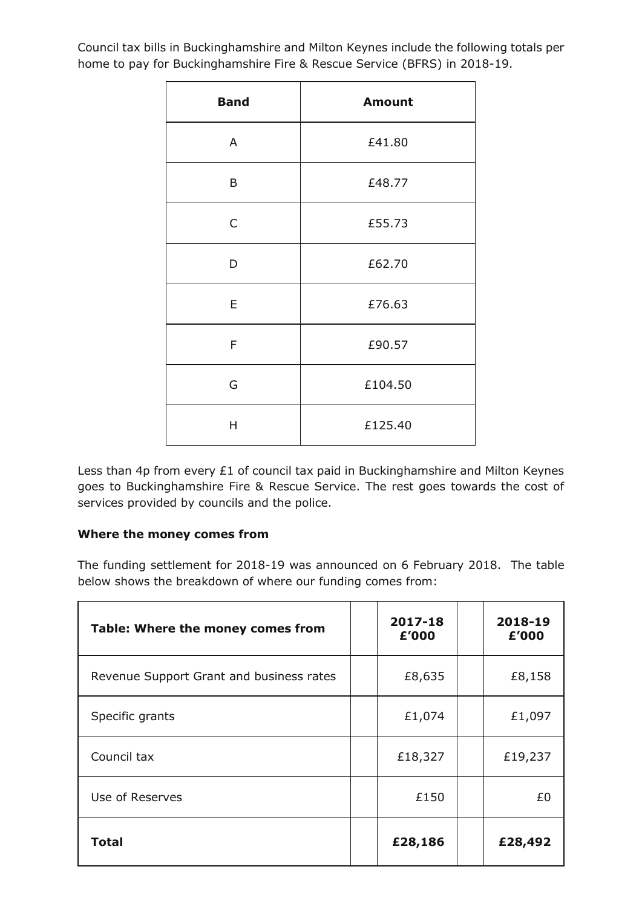Council tax bills in Buckinghamshire and Milton Keynes include the following totals per home to pay for Buckinghamshire Fire & Rescue Service (BFRS) in 2018-19.

| Band | Amount |
|---|---|
| A | £41.80 |
| B | £48.77 |
| C | £55.73 |
| D | £62.70 |
| E | £76.63 |
| F | £90.57 |
| G | £104.50 |
| H | £125.40 |

Less than 4p from every £1 of council tax paid in Buckinghamshire and Milton Keynes goes to Buckinghamshire Fire & Rescue Service. The rest goes towards the cost of services provided by councils and the police.

### Where the money comes from

The funding settlement for 2018-19 was announced on 6 February 2018. The table below shows the breakdown of where our funding comes from:

| Table: Where the money comes from | 2017-18 £'000 | 2018-19 £'000 |
|---|---|---|
| Revenue Support Grant and business rates | £8,635 | £8,158 |
| Specific grants | £1,074 | £1,097 |
| Council tax | £18,327 | £19,237 |
| Use of Reserves | £150 | £0 |
| **Total** | **£28,186** | **£28,492** |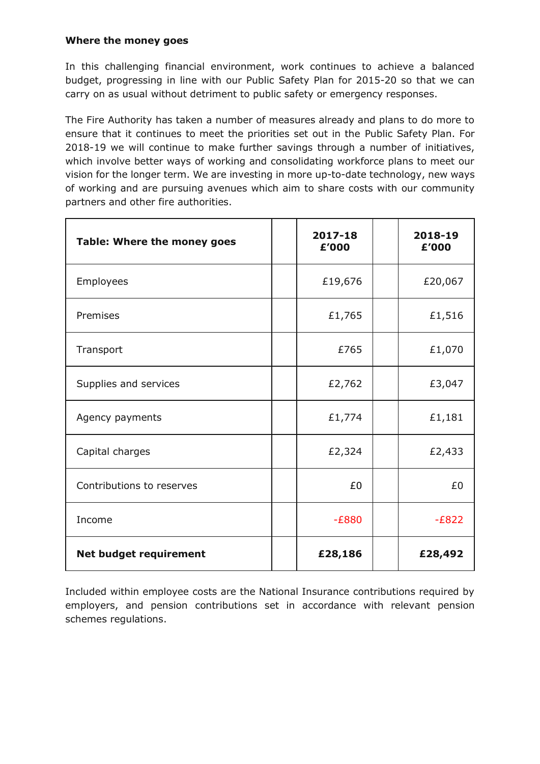**Where the money goes**

In this challenging financial environment, work continues to achieve a balanced budget, progressing in line with our Public Safety Plan for 2015-20 so that we can carry on as usual without detriment to public safety or emergency responses.

The Fire Authority has taken a number of measures already and plans to do more to ensure that it continues to meet the priorities set out in the Public Safety Plan. For 2018-19 we will continue to make further savings through a number of initiatives, which involve better ways of working and consolidating workforce plans to meet our vision for the longer term. We are investing in more up-to-date technology, new ways of working and are pursuing avenues which aim to share costs with our community partners and other fire authorities.

| **Table: Where the money goes** | | **2017-18 £'000** | | **2018-19 £'000** |
|---|---|---|---|---|
| Employees | | £19,676 | | £20,067 |
| Premises | | £1,765 | | £1,516 |
| Transport | | £765 | | £1,070 |
| Supplies and services | | £2,762 | | £3,047 |
| Agency payments | | £1,774 | | £1,181 |
| Capital charges | | £2,324 | | £2,433 |
| Contributions to reserves | | £0 | | £0 |
| Income | | -£880 | | -£822 |
| **Net budget requirement** | | **£28,186** | | **£28,492** |

Included within employee costs are the National Insurance contributions required by employers, and pension contributions set in accordance with relevant pension schemes regulations.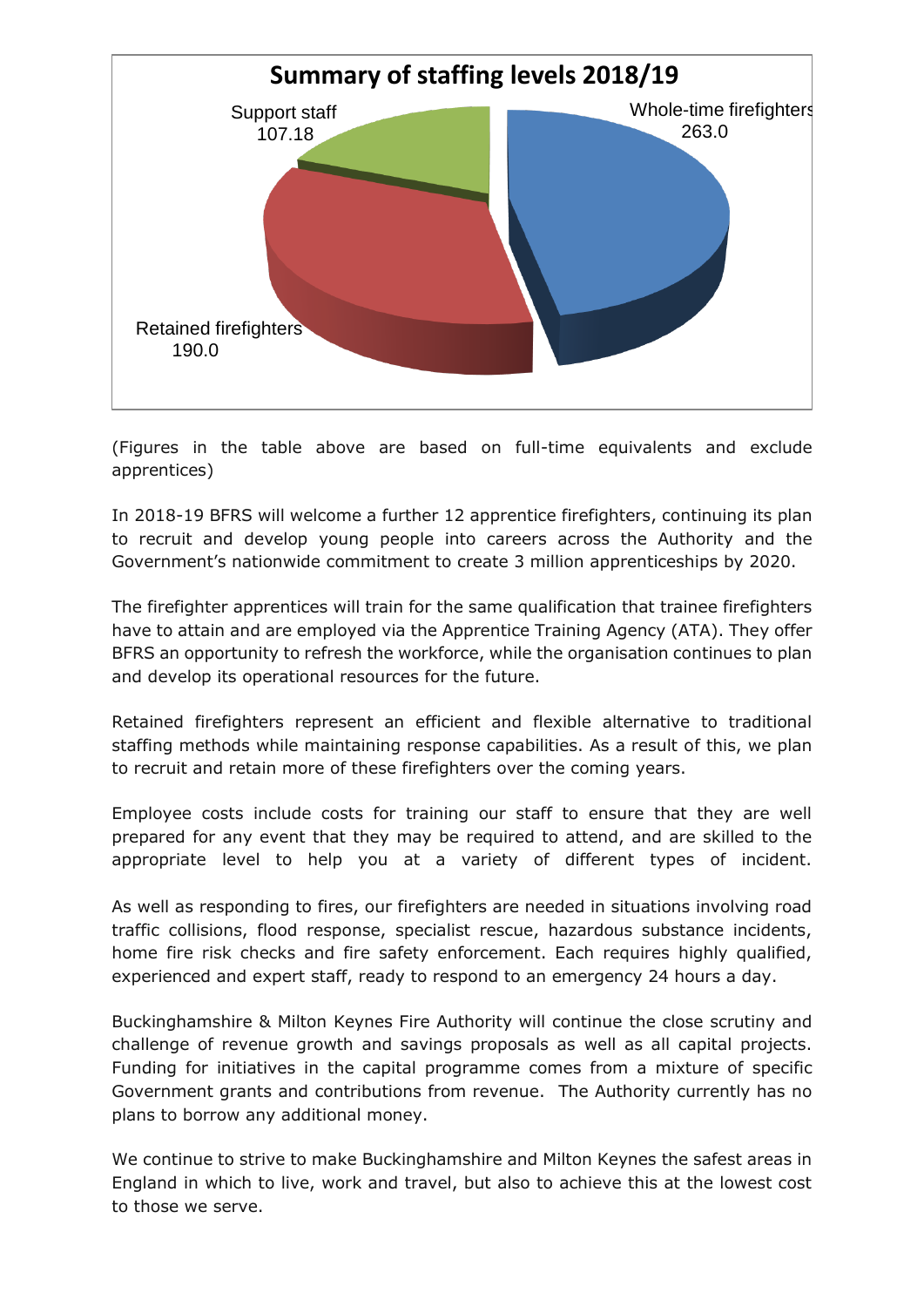**Summary of staffing levels 2018/19**

Support staff
107.18

Whole-time firefighters
263.0

Retained firefighters
190.0

(Figures in the table above are based on full-time equivalents and exclude apprentices)

In 2018-19 BFRS will welcome a further 12 apprentice firefighters, continuing its plan to recruit and develop young people into careers across the Authority and the Government's nationwide commitment to create 3 million apprenticeships by 2020.

The firefighter apprentices will train for the same qualification that trainee firefighters have to attain and are employed via the Apprentice Training Agency (ATA). They offer BFRS an opportunity to refresh the workforce, while the organisation continues to plan and develop its operational resources for the future.

Retained firefighters represent an efficient and flexible alternative to traditional staffing methods while maintaining response capabilities. As a result of this, we plan to recruit and retain more of these firefighters over the coming years.

Employee costs include costs for training our staff to ensure that they are well prepared for any event that they may be required to attend, and are skilled to the appropriate level to help you at a variety of different types of incident.

As well as responding to fires, our firefighters are needed in situations involving road traffic collisions, flood response, specialist rescue, hazardous substance incidents, home fire risk checks and fire safety enforcement. Each requires highly qualified, experienced and expert staff, ready to respond to an emergency 24 hours a day.

Buckinghamshire & Milton Keynes Fire Authority will continue the close scrutiny and challenge of revenue growth and savings proposals as well as all capital projects. Funding for initiatives in the capital programme comes from a mixture of specific Government grants and contributions from revenue. The Authority currently has no plans to borrow any additional money.

We continue to strive to make Buckinghamshire and Milton Keynes the safest areas in England in which to live, work and travel, but also to achieve this at the lowest cost to those we serve.